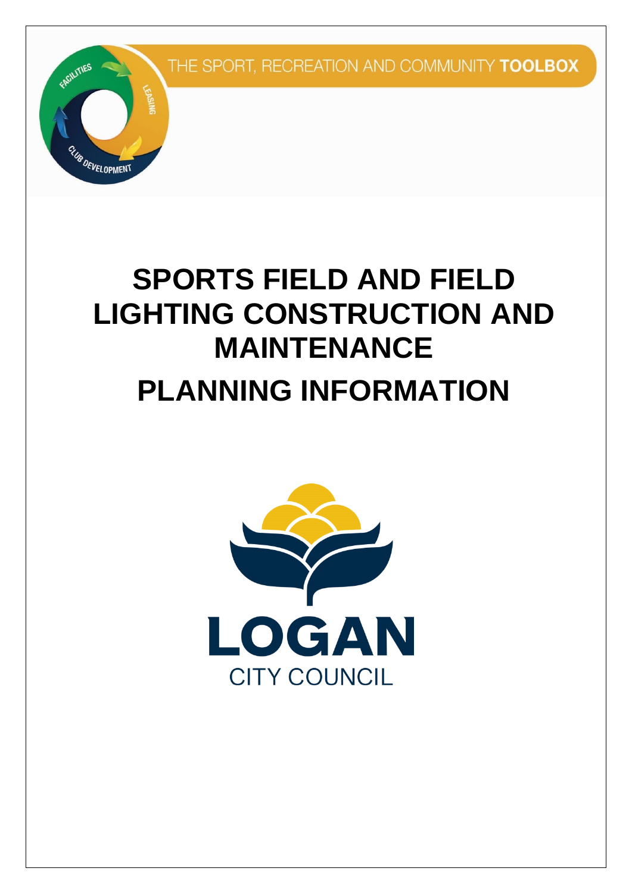THE SPORT, RECREATION AND COMMUNITY **TOOLBOX**

FACILITIES

LEASING

CLUB DEVELOPMENT

# SPORTS FIELD AND FIELD LIGHTING CONSTRUCTION AND MAINTENANCE

# PLANNING INFORMATION

LOGAN

CITY COUNCIL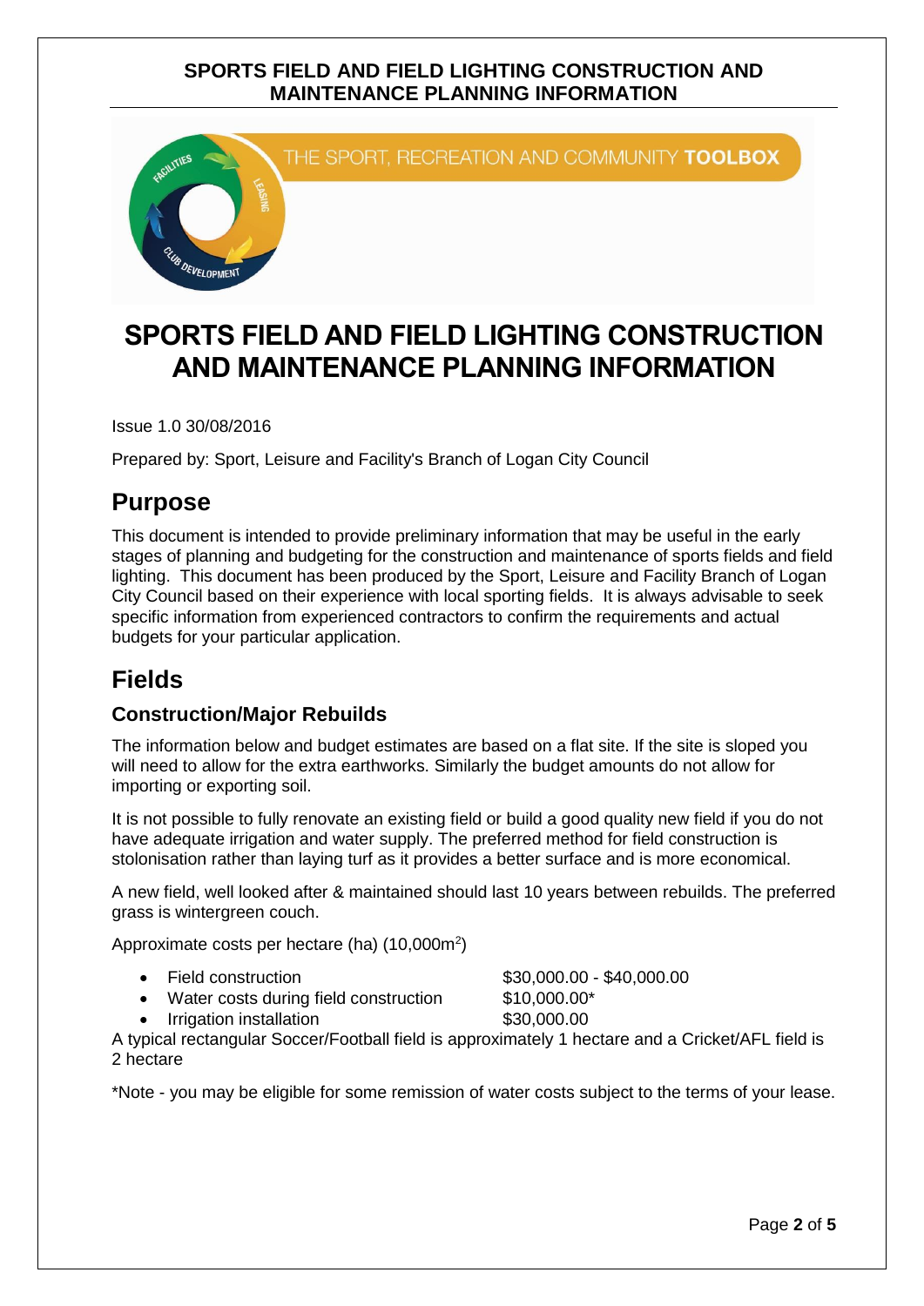# SPORTS FIELD AND FIELD LIGHTING CONSTRUCTION AND MAINTENANCE PLANNING INFORMATION

Issue 1.0 30/08/2016

Prepared by: Sport, Leisure and Facility's Branch of Logan City Council

## Purpose

This document is intended to provide preliminary information that may be useful in the early stages of planning and budgeting for the construction and maintenance of sports fields and field lighting. This document has been produced by the Sport, Leisure and Facility Branch of Logan City Council based on their experience with local sporting fields. It is always advisable to seek specific information from experienced contractors to confirm the requirements and actual budgets for your particular application.

## Fields

### Construction/Major Rebuilds

The information below and budget estimates are based on a flat site. If the site is sloped you will need to allow for the extra earthworks. Similarly the budget amounts do not allow for importing or exporting soil.

It is not possible to fully renovate an existing field or build a good quality new field if you do not have adequate irrigation and water supply. The preferred method for field construction is stolonisation rather than laying turf as it provides a better surface and is more economical.

A new field, well looked after & maintained should last 10 years between rebuilds. The preferred grass is wintergreen couch.

Approximate costs per hectare (ha) ($10{,}000m^2$)

- Field construction $30,000.00 - $40,000.00
- Water costs during field construction $10,000.00*
- Irrigation installation $30,000.00

A typical rectangular Soccer/Football field is approximately 1 hectare and a Cricket/AFL field is 2 hectare

*Note - you may be eligible for some remission of water costs subject to the terms of your lease.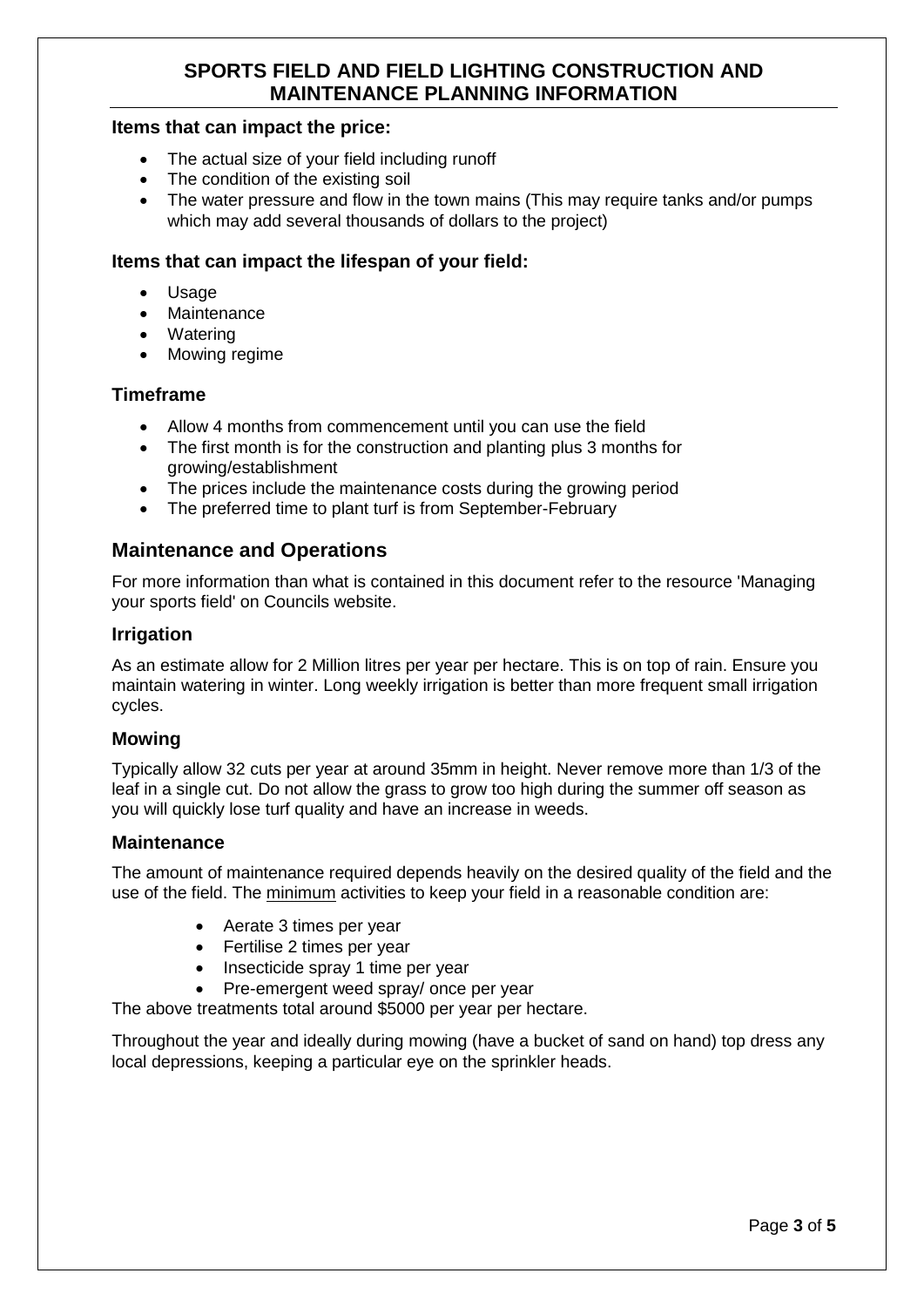# SPORTS FIELD AND FIELD LIGHTING CONSTRUCTION AND MAINTENANCE PLANNING INFORMATION

### Items that can impact the price:

- The actual size of your field including runoff
- The condition of the existing soil
- The water pressure and flow in the town mains (This may require tanks and/or pumps which may add several thousands of dollars to the project)

### Items that can impact the lifespan of your field:

- Usage
- Maintenance
- Watering
- Mowing regime

### Timeframe

- Allow 4 months from commencement until you can use the field
- The first month is for the construction and planting plus 3 months for growing/establishment
- The prices include the maintenance costs during the growing period
- The preferred time to plant turf is from September-February

## Maintenance and Operations

For more information than what is contained in this document refer to the resource 'Managing your sports field' on Councils website.

### Irrigation

As an estimate allow for 2 Million litres per year per hectare. This is on top of rain. Ensure you maintain watering in winter. Long weekly irrigation is better than more frequent small irrigation cycles.

### Mowing

Typically allow 32 cuts per year at around 35mm in height. Never remove more than 1/3 of the leaf in a single cut. Do not allow the grass to grow too high during the summer off season as you will quickly lose turf quality and have an increase in weeds.

### Maintenance

The amount of maintenance required depends heavily on the desired quality of the field and the use of the field. The <u>minimum</u> activities to keep your field in a reasonable condition are:

- Aerate 3 times per year
- Fertilise 2 times per year
- Insecticide spray 1 time per year
- Pre-emergent weed spray/ once per year

The above treatments total around $5000 per year per hectare.

Throughout the year and ideally during mowing (have a bucket of sand on hand) top dress any local depressions, keeping a particular eye on the sprinkler heads.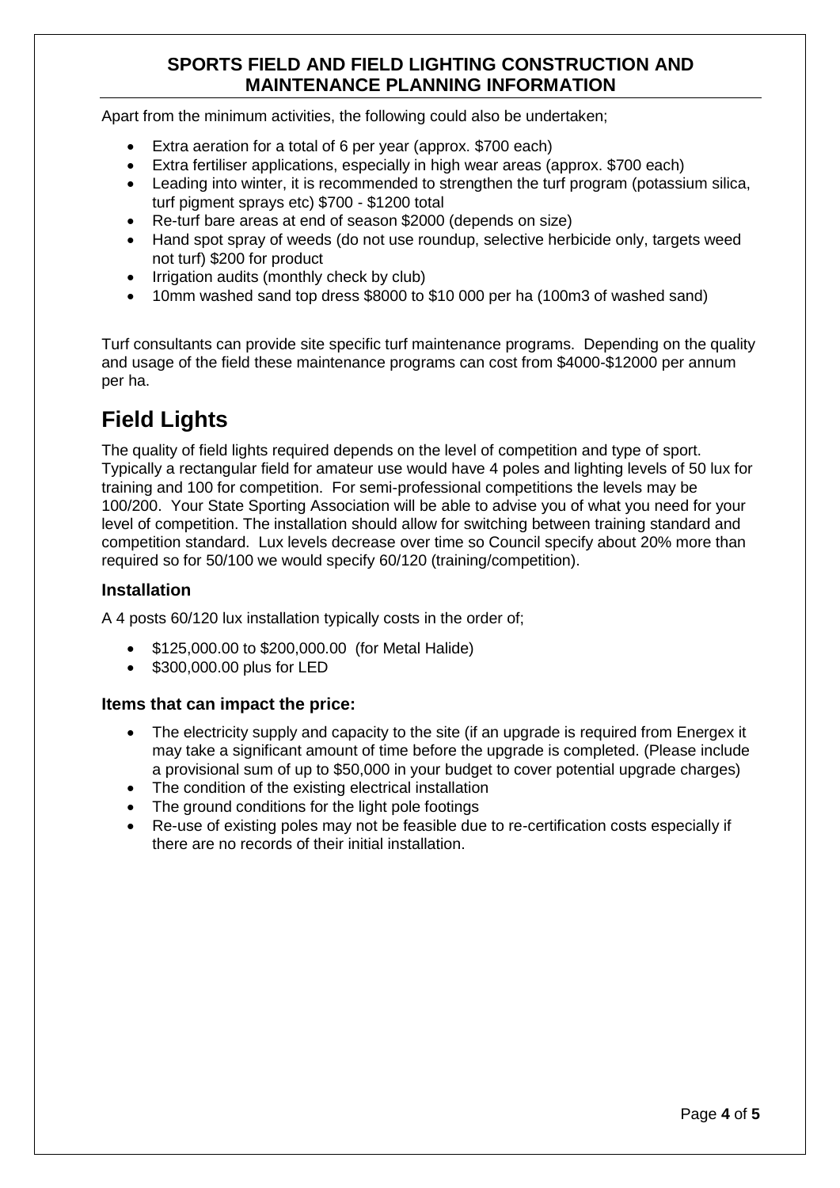Apart from the minimum activities, the following could also be undertaken;

- Extra aeration for a total of 6 per year (approx. $700 each)
- Extra fertiliser applications, especially in high wear areas (approx. $700 each)
- Leading into winter, it is recommended to strengthen the turf program (potassium silica, turf pigment sprays etc) $700 - $1200 total
- Re-turf bare areas at end of season $2000 (depends on size)
- Hand spot spray of weeds (do not use roundup, selective herbicide only, targets weed not turf) $200 for product
- Irrigation audits (monthly check by club)
- 10mm washed sand top dress $8000 to $10 000 per ha (100m3 of washed sand)

Turf consultants can provide site specific turf maintenance programs. Depending on the quality and usage of the field these maintenance programs can cost from $4000-$12000 per annum per ha.

# Field Lights

The quality of field lights required depends on the level of competition and type of sport. Typically a rectangular field for amateur use would have 4 poles and lighting levels of 50 lux for training and 100 for competition. For semi-professional competitions the levels may be 100/200. Your State Sporting Association will be able to advise you of what you need for your level of competition. The installation should allow for switching between training standard and competition standard. Lux levels decrease over time so Council specify about 20% more than required so for 50/100 we would specify 60/120 (training/competition).

### Installation

A 4 posts 60/120 lux installation typically costs in the order of;

- $125,000.00 to $200,000.00 (for Metal Halide)
- $300,000.00 plus for LED

### Items that can impact the price:

- The electricity supply and capacity to the site (if an upgrade is required from Energex it may take a significant amount of time before the upgrade is completed. (Please include a provisional sum of up to $50,000 in your budget to cover potential upgrade charges)
- The condition of the existing electrical installation
- The ground conditions for the light pole footings
- Re-use of existing poles may not be feasible due to re-certification costs especially if there are no records of their initial installation.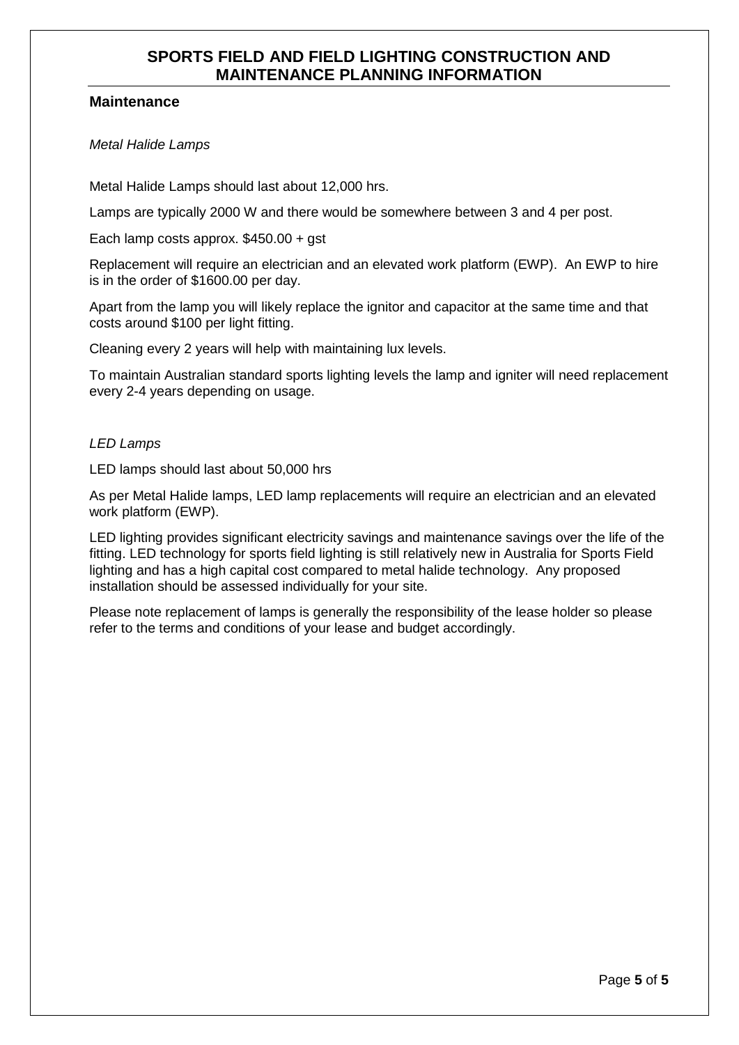# SPORTS FIELD AND FIELD LIGHTING CONSTRUCTION AND MAINTENANCE PLANNING INFORMATION

## Maintenance

*Metal Halide Lamps*

Metal Halide Lamps should last about 12,000 hrs.

Lamps are typically 2000 W and there would be somewhere between 3 and 4 per post.

Each lamp costs approx. $450.00 + gst

Replacement will require an electrician and an elevated work platform (EWP). An EWP to hire is in the order of $1600.00 per day.

Apart from the lamp you will likely replace the ignitor and capacitor at the same time and that costs around $100 per light fitting.

Cleaning every 2 years will help with maintaining lux levels.

To maintain Australian standard sports lighting levels the lamp and igniter will need replacement every 2-4 years depending on usage.

*LED Lamps*

LED lamps should last about 50,000 hrs

As per Metal Halide lamps, LED lamp replacements will require an electrician and an elevated work platform (EWP).

LED lighting provides significant electricity savings and maintenance savings over the life of the fitting. LED technology for sports field lighting is still relatively new in Australia for Sports Field lighting and has a high capital cost compared to metal halide technology. Any proposed installation should be assessed individually for your site.

Please note replacement of lamps is generally the responsibility of the lease holder so please refer to the terms and conditions of your lease and budget accordingly.